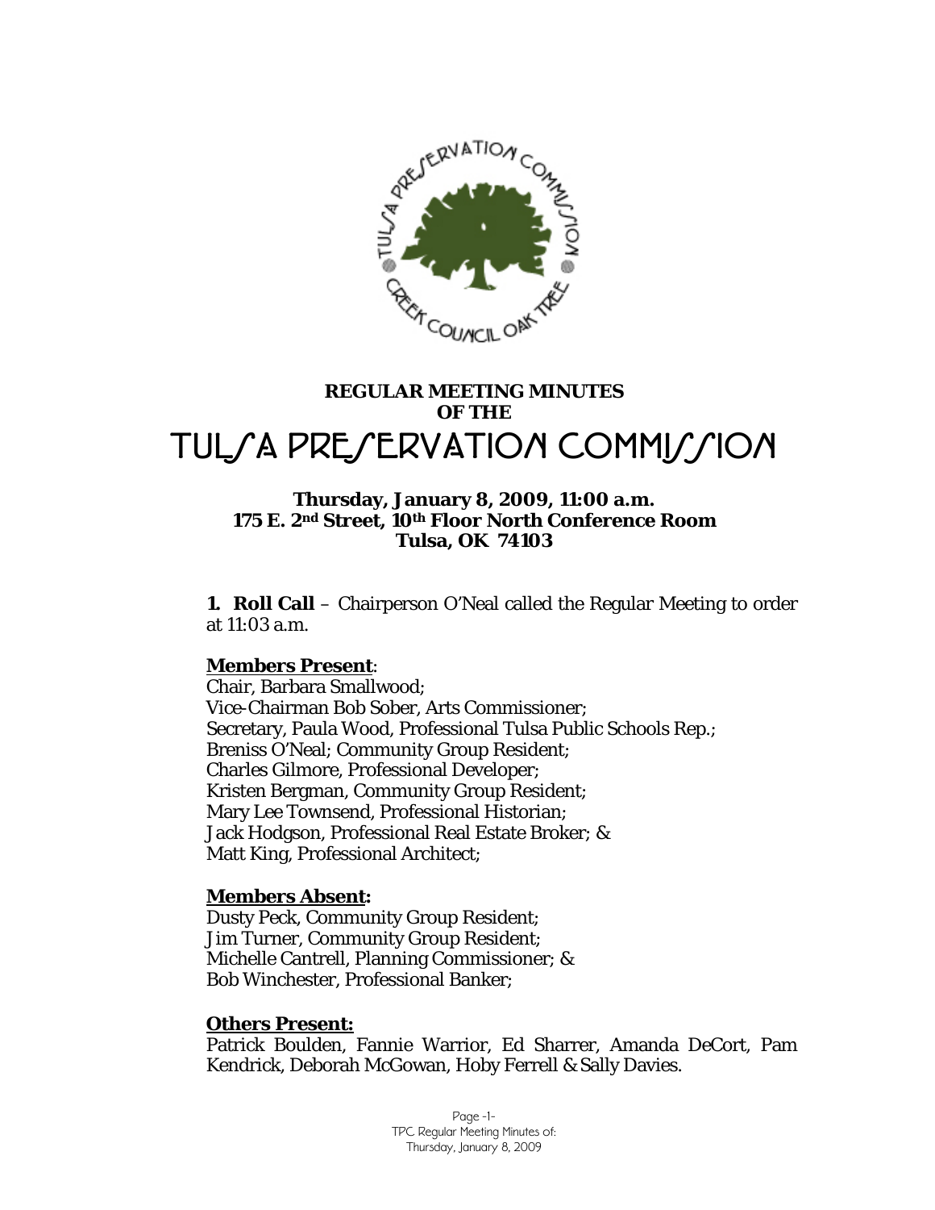# REGULAR MEETING MINUTES OF THE TULSA PRESERVATION COMMISSION

**Thursday, January 8, 2009, 11:00 a.m.**
**175 E. 2nd Street, 10th Floor North Conference Room**
**Tulsa, OK 74103**

**1. Roll Call** – Chairperson O'Neal called the Regular Meeting to order at 11:03 a.m.

**Members Present**:

Chair, Barbara Smallwood;
Vice-Chairman Bob Sober, Arts Commissioner;
Secretary, Paula Wood, Professional Tulsa Public Schools Rep.;
Breniss O'Neal; Community Group Resident;
Charles Gilmore, Professional Developer;
Kristen Bergman, Community Group Resident;
Mary Lee Townsend, Professional Historian;
Jack Hodgson, Professional Real Estate Broker; &
Matt King, Professional Architect;

**Members Absent:**

Dusty Peck, Community Group Resident;
Jim Turner, Community Group Resident;
Michelle Cantrell, Planning Commissioner; &
Bob Winchester, Professional Banker;

**Others Present:**

Patrick Boulden, Fannie Warrior, Ed Sharrer, Amanda DeCort, Pam Kendrick, Deborah McGowan, Hoby Ferrell & Sally Davies.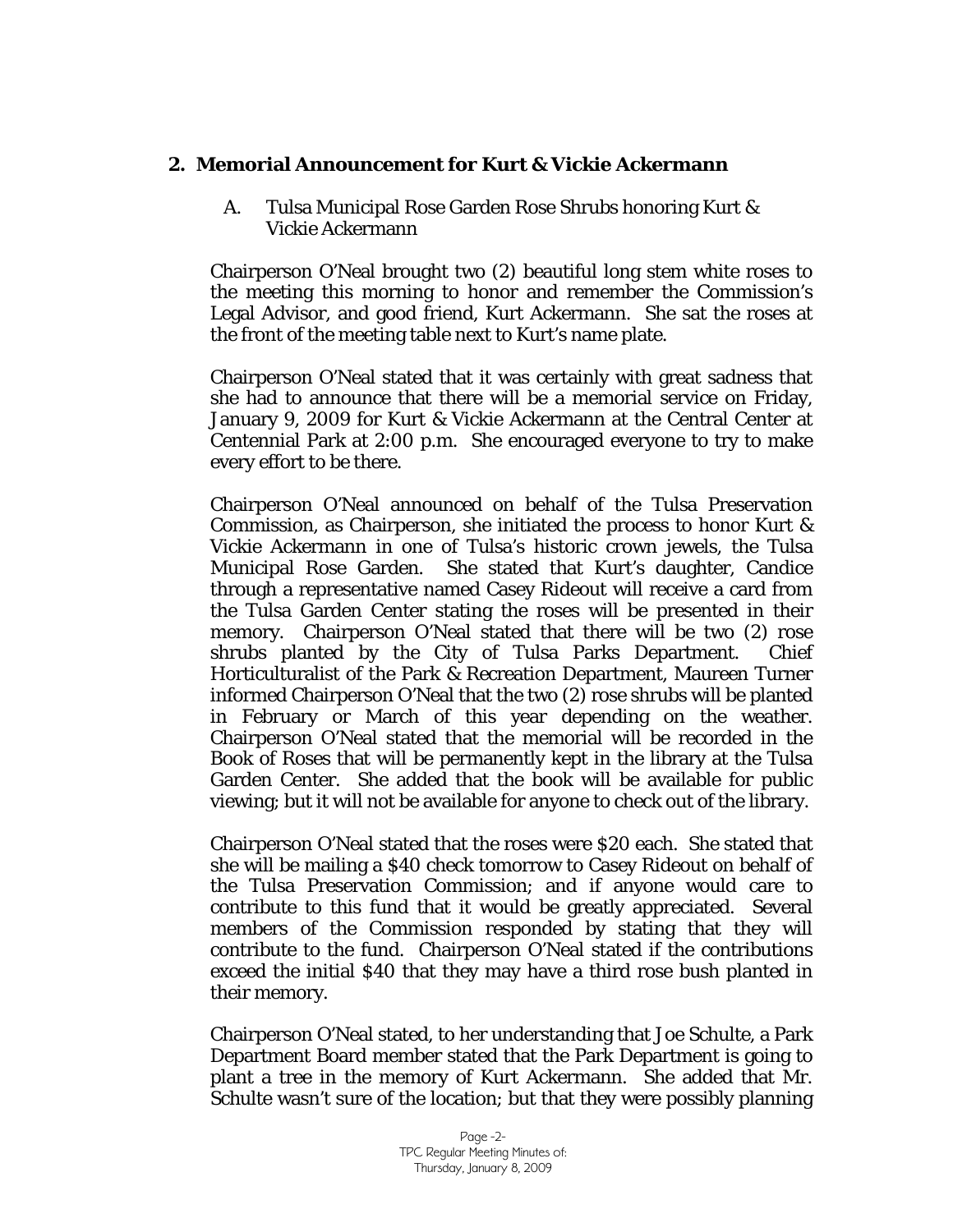## 2. Memorial Announcement for Kurt & Vickie Ackermann

A. Tulsa Municipal Rose Garden Rose Shrubs honoring Kurt & Vickie Ackermann

Chairperson O'Neal brought two (2) beautiful long stem white roses to the meeting this morning to honor and remember the Commission's Legal Advisor, and good friend, Kurt Ackermann. She sat the roses at the front of the meeting table next to Kurt's name plate.

Chairperson O'Neal stated that it was certainly with great sadness that she had to announce that there will be a memorial service on Friday, January 9, 2009 for Kurt & Vickie Ackermann at the Central Center at Centennial Park at 2:00 p.m. She encouraged everyone to try to make every effort to be there.

Chairperson O'Neal announced on behalf of the Tulsa Preservation Commission, as Chairperson, she initiated the process to honor Kurt & Vickie Ackermann in one of Tulsa's historic crown jewels, the Tulsa Municipal Rose Garden. She stated that Kurt's daughter, Candice through a representative named Casey Rideout will receive a card from the Tulsa Garden Center stating the roses will be presented in their memory. Chairperson O'Neal stated that there will be two (2) rose shrubs planted by the City of Tulsa Parks Department. Chief Horticulturalist of the Park & Recreation Department, Maureen Turner informed Chairperson O'Neal that the two (2) rose shrubs will be planted in February or March of this year depending on the weather. Chairperson O'Neal stated that the memorial will be recorded in the Book of Roses that will be permanently kept in the library at the Tulsa Garden Center. She added that the book will be available for public viewing; but it will not be available for anyone to check out of the library.

Chairperson O'Neal stated that the roses were $20 each. She stated that she will be mailing a $40 check tomorrow to Casey Rideout on behalf of the Tulsa Preservation Commission; and if anyone would care to contribute to this fund that it would be greatly appreciated. Several members of the Commission responded by stating that they will contribute to the fund. Chairperson O'Neal stated if the contributions exceed the initial $40 that they may have a third rose bush planted in their memory.

Chairperson O'Neal stated, to her understanding that Joe Schulte, a Park Department Board member stated that the Park Department is going to plant a tree in the memory of Kurt Ackermann. She added that Mr. Schulte wasn't sure of the location; but that they were possibly planning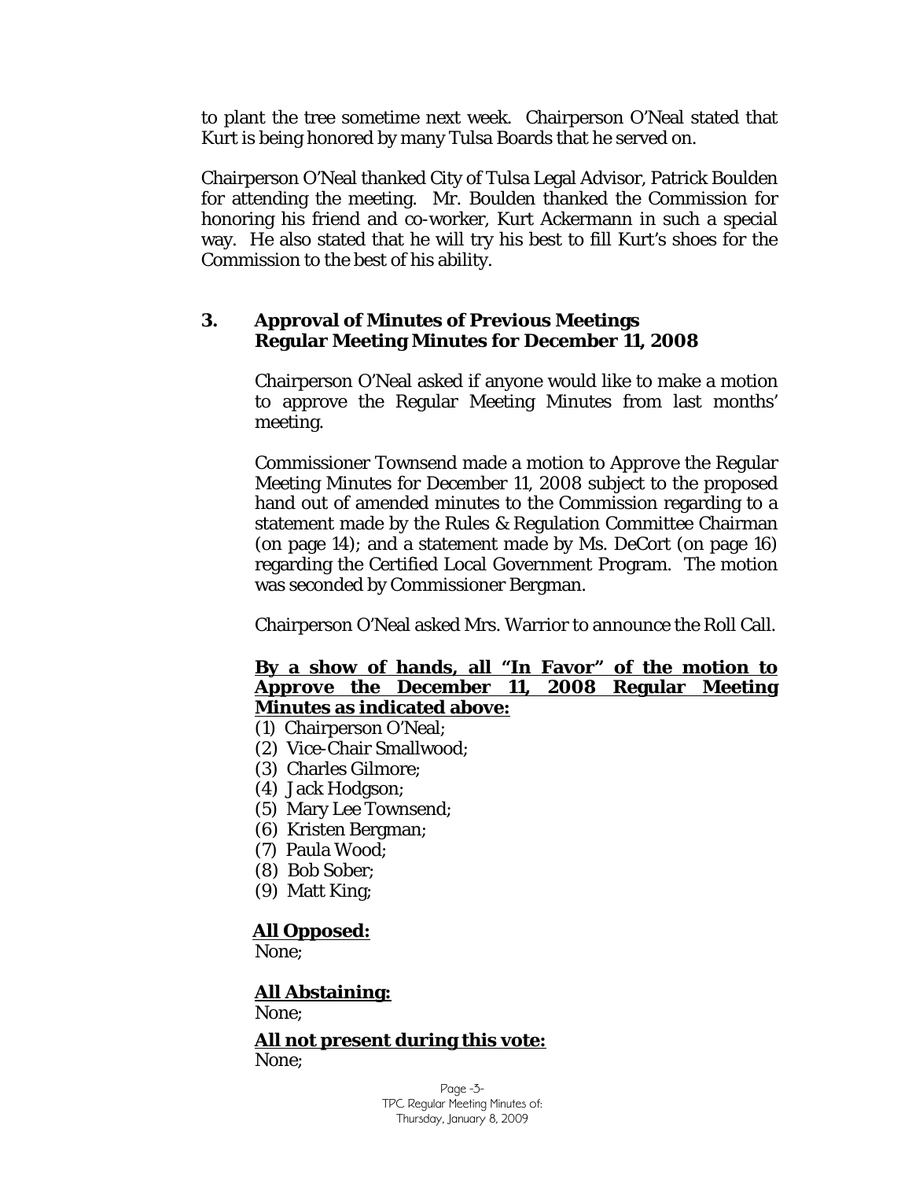to plant the tree sometime next week. Chairperson O'Neal stated that Kurt is being honored by many Tulsa Boards that he served on.

Chairperson O'Neal thanked City of Tulsa Legal Advisor, Patrick Boulden for attending the meeting. Mr. Boulden thanked the Commission for honoring his friend and co-worker, Kurt Ackermann in such a special way. He also stated that he will try his best to fill Kurt's shoes for the Commission to the best of his ability.

### 3. Approval of Minutes of Previous Meetings
### Regular Meeting Minutes for December 11, 2008

Chairperson O'Neal asked if anyone would like to make a motion to approve the Regular Meeting Minutes from last months' meeting.

Commissioner Townsend made a motion to Approve the Regular Meeting Minutes for December 11, 2008 subject to the proposed hand out of amended minutes to the Commission regarding to a statement made by the Rules & Regulation Committee Chairman (on page 14); and a statement made by Ms. DeCort (on page 16) regarding the Certified Local Government Program. The motion was seconded by Commissioner Bergman.

Chairperson O'Neal asked Mrs. Warrior to announce the Roll Call.

**By a show of hands, all "In Favor" of the motion to Approve the December 11, 2008 Regular Meeting Minutes as indicated above:**

(1) Chairperson O'Neal;
(2) Vice-Chair Smallwood;
(3) Charles Gilmore;
(4) Jack Hodgson;
(5) Mary Lee Townsend;
(6) Kristen Bergman;
(7) Paula Wood;
(8) Bob Sober;
(9) Matt King;

**All Opposed:**
None;

**All Abstaining:**
None;

**All not present during this vote:**
None;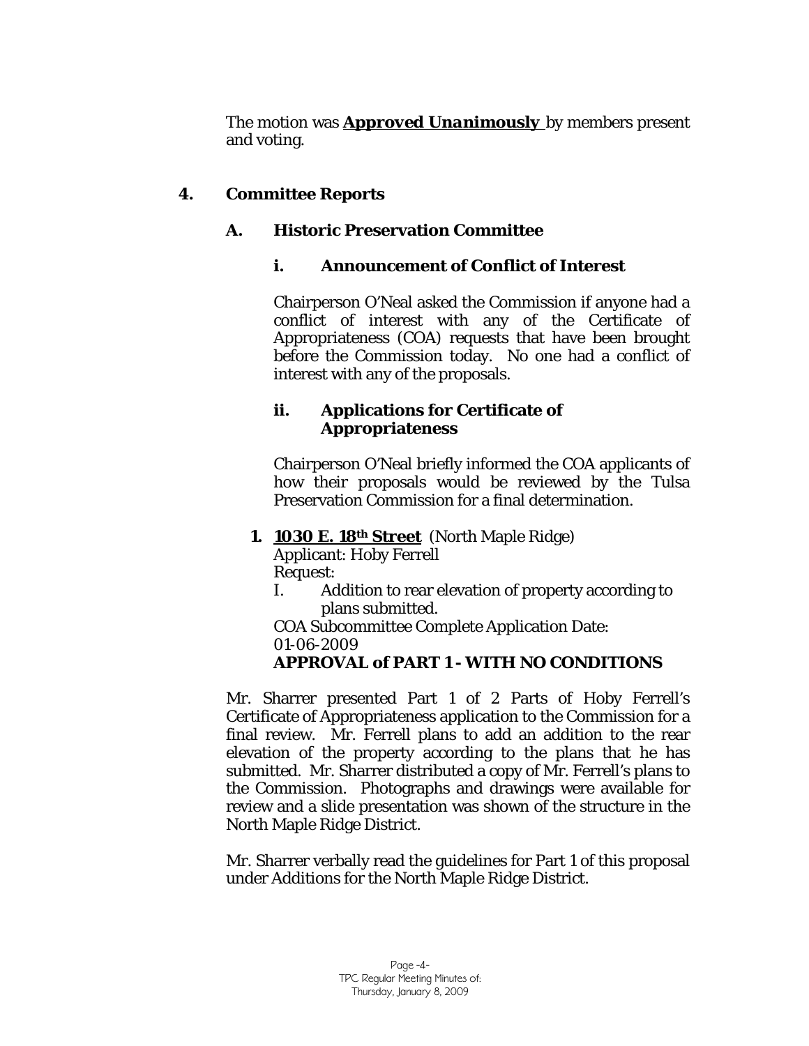The motion was ***Approved Unanimously*** by members present and voting.

## 4. Committee Reports

### A. Historic Preservation Committee

#### i. Announcement of Conflict of Interest

Chairperson O'Neal asked the Commission if anyone had a conflict of interest with any of the Certificate of Appropriateness (COA) requests that have been brought before the Commission today. No one had a conflict of interest with any of the proposals.

#### ii. Applications for Certificate of Appropriateness

Chairperson O'Neal briefly informed the COA applicants of how their proposals would be reviewed by the Tulsa Preservation Commission for a final determination.

1. **1030 E. 18th Street** (North Maple Ridge)
   Applicant: Hoby Ferrell
   Request:
   I. Addition to rear elevation of property according to plans submitted.
   COA Subcommittee Complete Application Date:
   01-06-2009
   **APPROVAL of PART 1 - WITH NO CONDITIONS**

Mr. Sharrer presented Part 1 of 2 Parts of Hoby Ferrell's Certificate of Appropriateness application to the Commission for a final review. Mr. Ferrell plans to add an addition to the rear elevation of the property according to the plans that he has submitted. Mr. Sharrer distributed a copy of Mr. Ferrell's plans to the Commission. Photographs and drawings were available for review and a slide presentation was shown of the structure in the North Maple Ridge District.

Mr. Sharrer verbally read the guidelines for Part 1 of this proposal under Additions for the North Maple Ridge District.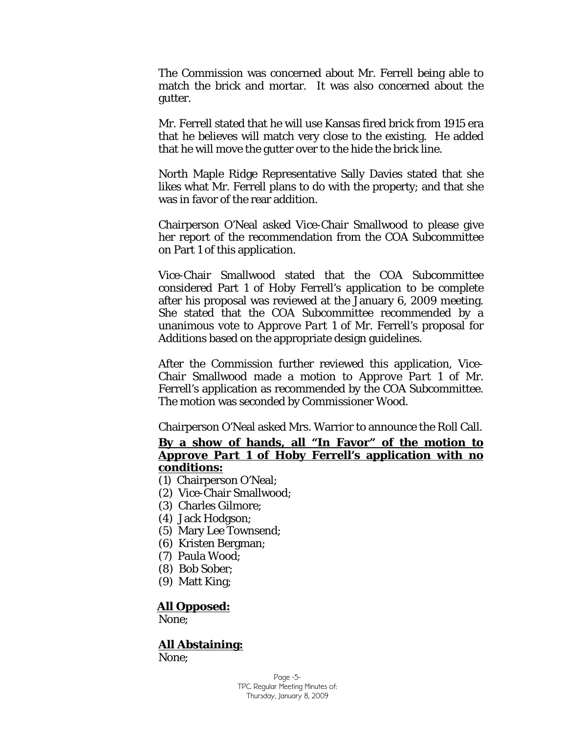The Commission was concerned about Mr. Ferrell being able to match the brick and mortar. It was also concerned about the gutter.

Mr. Ferrell stated that he will use Kansas fired brick from 1915 era that he believes will match very close to the existing. He added that he will move the gutter over to the hide the brick line.

North Maple Ridge Representative Sally Davies stated that she likes what Mr. Ferrell plans to do with the property; and that she was in favor of the rear addition.

Chairperson O'Neal asked Vice-Chair Smallwood to please give her report of the recommendation from the COA Subcommittee on Part 1 of this application.

Vice-Chair Smallwood stated that the COA Subcommittee considered Part 1 of Hoby Ferrell's application to be complete after his proposal was reviewed at the January 6, 2009 meeting. She stated that the COA Subcommittee recommended by a unanimous vote to *Approve Part 1* of Mr. Ferrell's proposal for Additions based on the appropriate design guidelines.

After the Commission further reviewed this application, Vice-Chair Smallwood made a motion to *Approve Part 1* of Mr. Ferrell's application as recommended by the COA Subcommittee. The motion was seconded by Commissioner Wood.

Chairperson O'Neal asked Mrs. Warrior to announce the Roll Call.

**<u>By a show of hands, all "In Favor" of the motion to *Approve Part 1* of Hoby Ferrell's application with no conditions:</u>**

(1) Chairperson O'Neal;
(2) Vice-Chair Smallwood;
(3) Charles Gilmore;
(4) Jack Hodgson;
(5) Mary Lee Townsend;
(6) Kristen Bergman;
(7) Paula Wood;
(8) Bob Sober;
(9) Matt King;

**<u>All Opposed:</u>**
None;

**<u>All Abstaining:</u>**
None;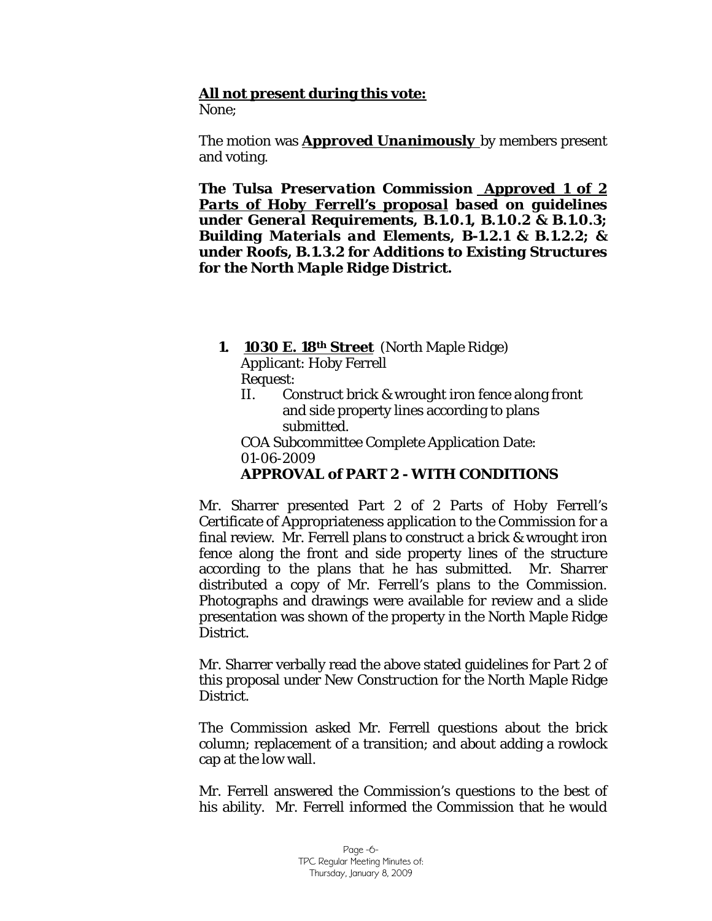**All not present during this vote:**
None;

The motion was ***Approved Unanimously*** by members present and voting.

***The Tulsa Preservation Commission Approved 1 of 2 Parts of Hoby Ferrell's proposal based on guidelines under General Requirements, B.1.0.1, B.1.0.2 & B.1.0.3; Building Materials and Elements, B-1.2.1 & B.1.2.2; & under Roofs, B.1.3.2 for Additions to Existing Structures for the North Maple Ridge District.***

1. **1030 E. 18th Street** (North Maple Ridge)
   Applicant: Hoby Ferrell
   Request:
   II. Construct brick & wrought iron fence along front and side property lines according to plans submitted.

   COA Subcommittee Complete Application Date: 01-06-2009
   **APPROVAL of PART 2 - WITH CONDITIONS**

Mr. Sharrer presented Part 2 of 2 Parts of Hoby Ferrell's Certificate of Appropriateness application to the Commission for a final review. Mr. Ferrell plans to construct a brick & wrought iron fence along the front and side property lines of the structure according to the plans that he has submitted. Mr. Sharrer distributed a copy of Mr. Ferrell's plans to the Commission. Photographs and drawings were available for review and a slide presentation was shown of the property in the North Maple Ridge District.

Mr. Sharrer verbally read the above stated guidelines for Part 2 of this proposal under New Construction for the North Maple Ridge District.

The Commission asked Mr. Ferrell questions about the brick column; replacement of a transition; and about adding a rowlock cap at the low wall.

Mr. Ferrell answered the Commission's questions to the best of his ability. Mr. Ferrell informed the Commission that he would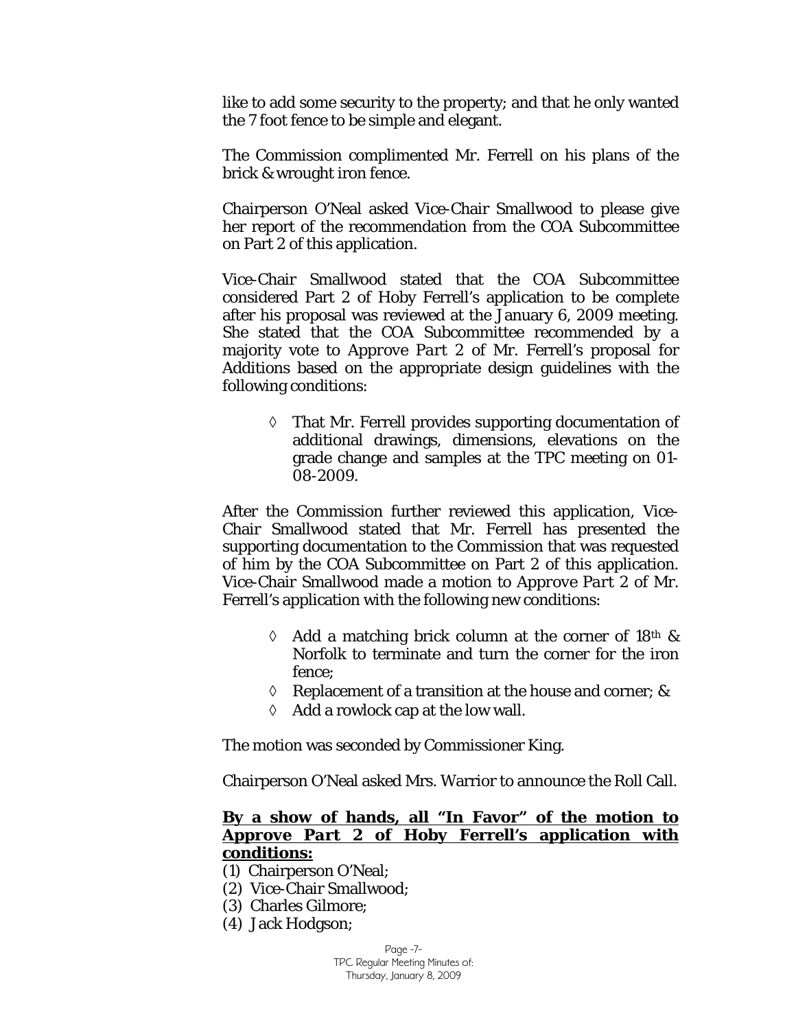like to add some security to the property; and that he only wanted the 7 foot fence to be simple and elegant.

The Commission complimented Mr. Ferrell on his plans of the brick & wrought iron fence.

Chairperson O'Neal asked Vice-Chair Smallwood to please give her report of the recommendation from the COA Subcommittee on Part 2 of this application.

Vice-Chair Smallwood stated that the COA Subcommittee considered Part 2 of Hoby Ferrell's application to be complete after his proposal was reviewed at the January 6, 2009 meeting. She stated that the COA Subcommittee recommended by a majority vote to *Approve Part 2* of Mr. Ferrell's proposal for Additions based on the appropriate design guidelines with the following conditions:

- ◊ That Mr. Ferrell provides supporting documentation of additional drawings, dimensions, elevations on the grade change and samples at the TPC meeting on 01-08-2009.

After the Commission further reviewed this application, Vice-Chair Smallwood stated that Mr. Ferrell has presented the supporting documentation to the Commission that was requested of him by the COA Subcommittee on Part 2 of this application. Vice-Chair Smallwood made a motion to *Approve Part 2* of Mr. Ferrell's application with the following new conditions:

- ◊ Add a matching brick column at the corner of 18th & Norfolk to terminate and turn the corner for the iron fence;
- ◊ Replacement of a transition at the house and corner; &
- ◊ Add a rowlock cap at the low wall.

The motion was seconded by Commissioner King.

Chairperson O'Neal asked Mrs. Warrior to announce the Roll Call.

**By a show of hands, all "In Favor" of the motion to *Approve Part 2* of Hoby Ferrell's application with conditions:**

(1) Chairperson O'Neal;
(2) Vice-Chair Smallwood;
(3) Charles Gilmore;
(4) Jack Hodgson;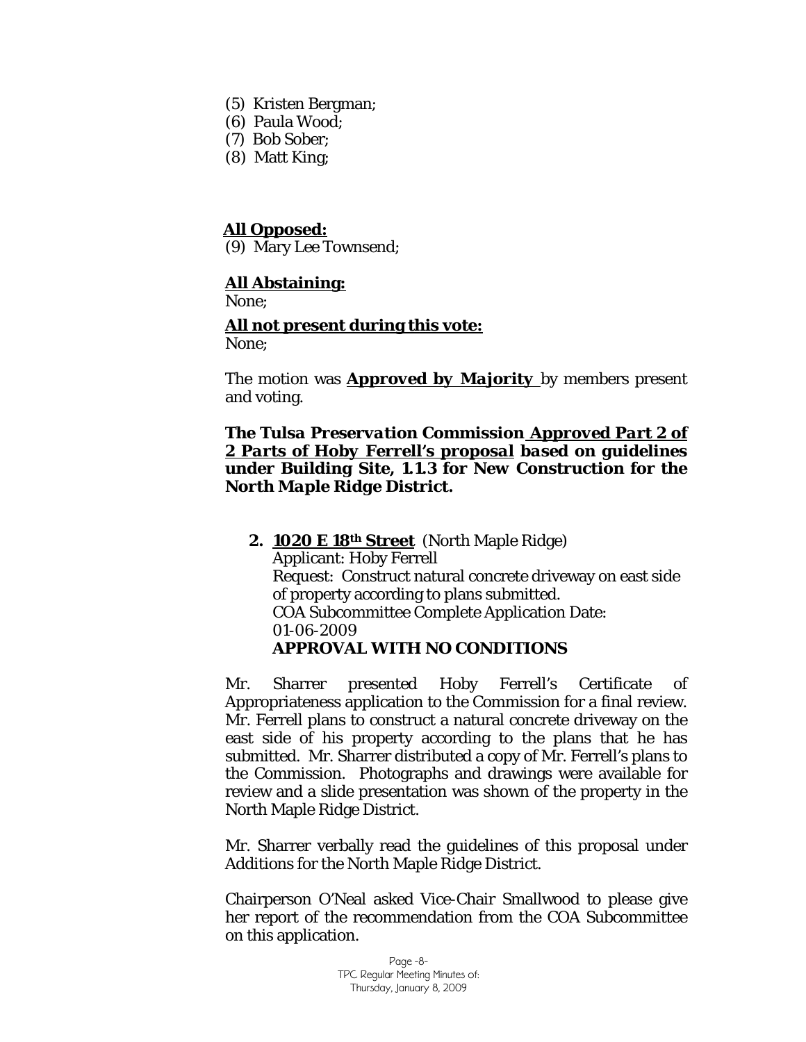(5) Kristen Bergman;
(6) Paula Wood;
(7) Bob Sober;
(8) Matt King;

**All Opposed:**
(9) Mary Lee Townsend;

**All Abstaining:**
None;

**All not present during this vote:**
None;

The motion was **Approved by Majority** by members present and voting.

***The Tulsa Preservation Commission Approved Part 2 of 2 Parts of Hoby Ferrell's proposal based on guidelines under Building Site, 1.1.3 for New Construction for the North Maple Ridge District.***

**2. 1020 E 18th Street** (North Maple Ridge)
Applicant: Hoby Ferrell
Request: Construct natural concrete driveway on east side of property according to plans submitted.
COA Subcommittee Complete Application Date: 01-06-2009
**APPROVAL WITH NO CONDITIONS**

Mr. Sharrer presented Hoby Ferrell's Certificate of Appropriateness application to the Commission for a final review. Mr. Ferrell plans to construct a natural concrete driveway on the east side of his property according to the plans that he has submitted. Mr. Sharrer distributed a copy of Mr. Ferrell's plans to the Commission. Photographs and drawings were available for review and a slide presentation was shown of the property in the North Maple Ridge District.

Mr. Sharrer verbally read the guidelines of this proposal under Additions for the North Maple Ridge District.

Chairperson O'Neal asked Vice-Chair Smallwood to please give her report of the recommendation from the COA Subcommittee on this application.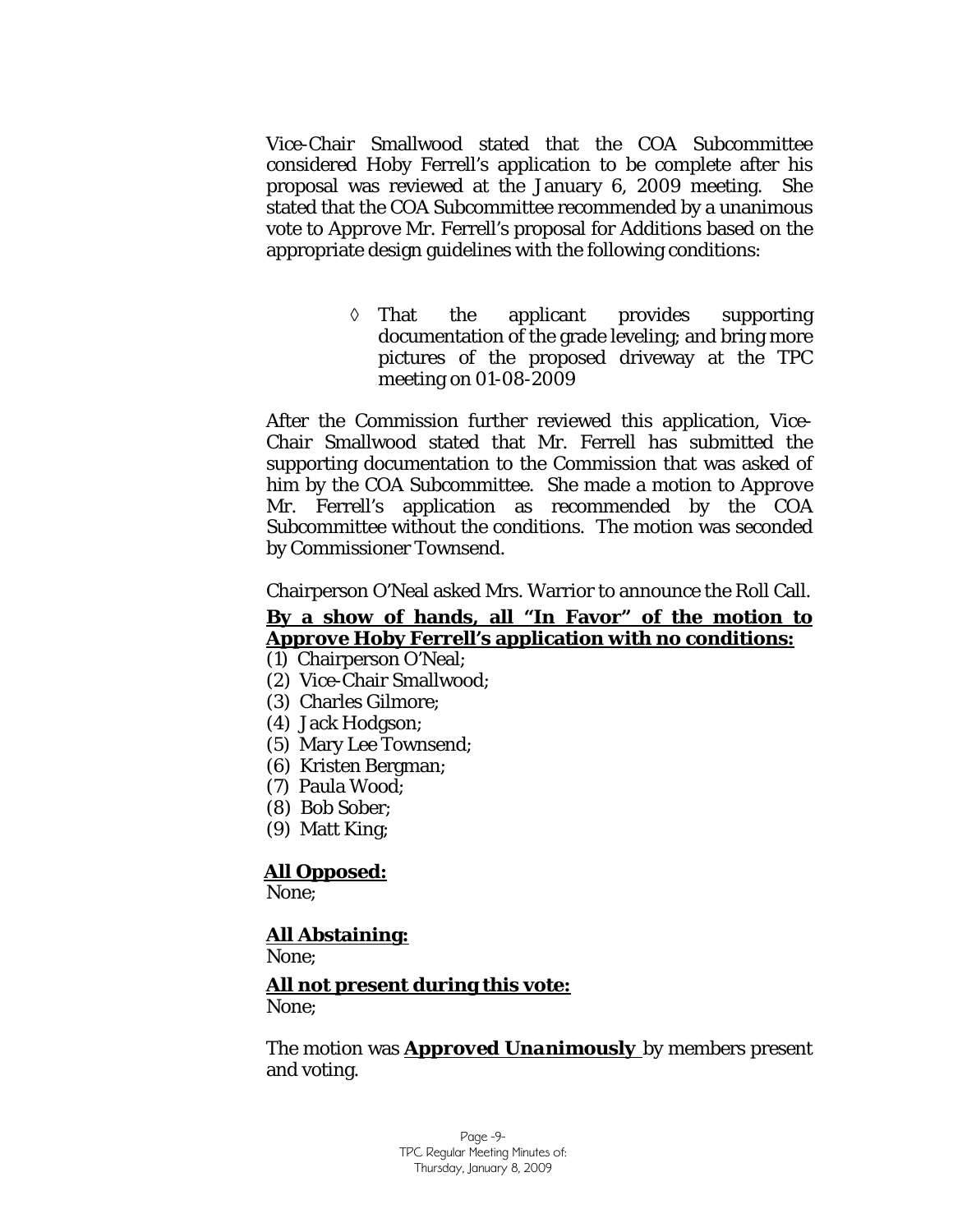Vice-Chair Smallwood stated that the COA Subcommittee considered Hoby Ferrell's application to be complete after his proposal was reviewed at the January 6, 2009 meeting. She stated that the COA Subcommittee recommended by a unanimous vote to Approve Mr. Ferrell's proposal for Additions based on the appropriate design guidelines with the following conditions:

- ◊ That the applicant provides supporting documentation of the grade leveling; and bring more pictures of the proposed driveway at the TPC meeting on 01-08-2009

After the Commission further reviewed this application, Vice-Chair Smallwood stated that Mr. Ferrell has submitted the supporting documentation to the Commission that was asked of him by the COA Subcommittee. She made a motion to Approve Mr. Ferrell's application as recommended by the COA Subcommittee without the conditions. The motion was seconded by Commissioner Townsend.

Chairperson O'Neal asked Mrs. Warrior to announce the Roll Call.

**By a show of hands, all "In Favor" of the motion to Approve Hoby Ferrell's application with no conditions:**

(1) Chairperson O'Neal;
(2) Vice-Chair Smallwood;
(3) Charles Gilmore;
(4) Jack Hodgson;
(5) Mary Lee Townsend;
(6) Kristen Bergman;
(7) Paula Wood;
(8) Bob Sober;
(9) Matt King;

**All Opposed:**
None;

**All Abstaining:**
None;

**All not present during this vote:**
None;

The motion was ***Approved Unanimously*** by members present and voting.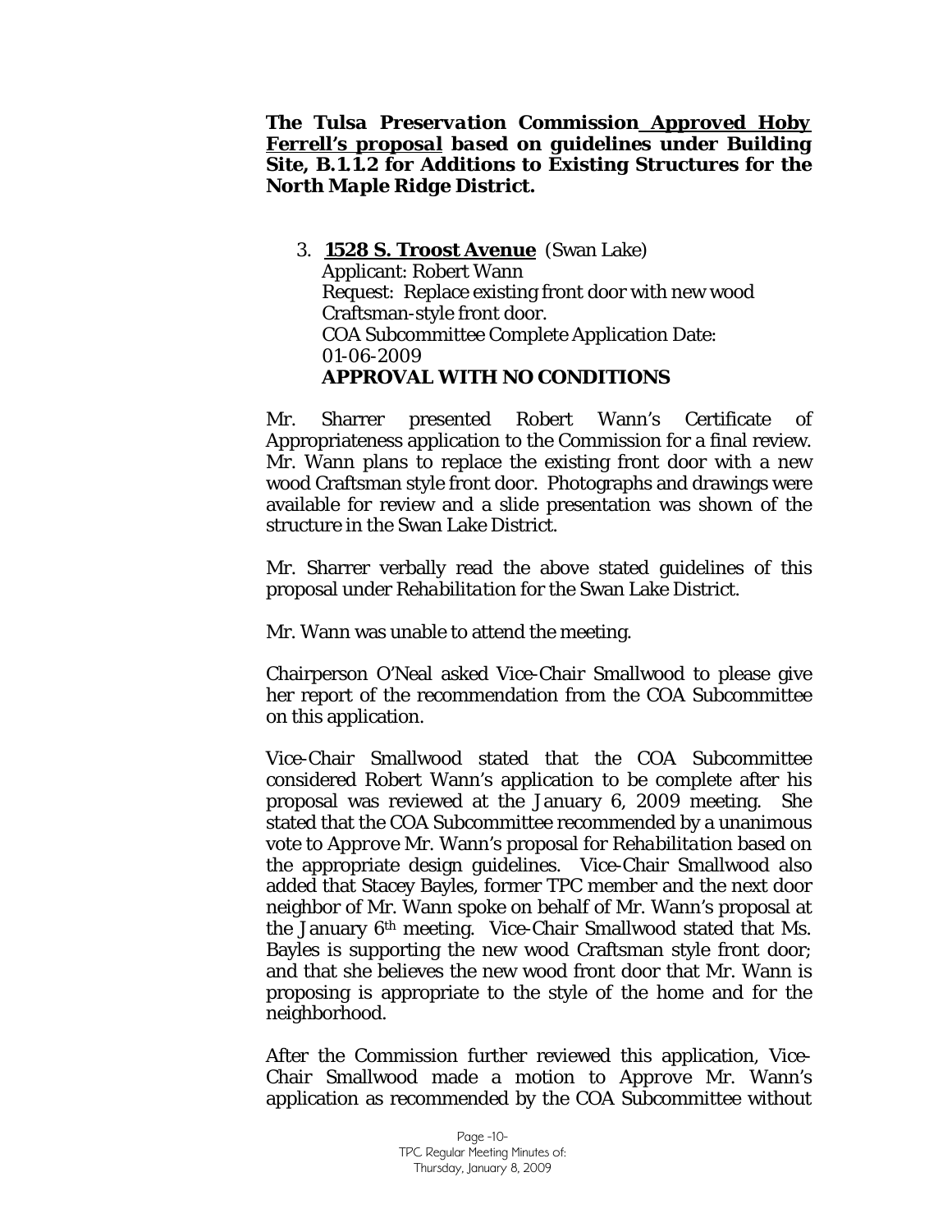**The Tulsa Preservation Commission _Approved Hoby Ferrell's proposal_ based on guidelines under Building Site, B.1.1.2 for Additions to Existing Structures for the North Maple Ridge District.**

3. **1528 S. Troost Avenue** (Swan Lake)
   Applicant: Robert Wann
   Request: Replace existing front door with new wood Craftsman-style front door.
   COA Subcommittee Complete Application Date: 01-06-2009
   **APPROVAL WITH NO CONDITIONS**

Mr. Sharrer presented Robert Wann's Certificate of Appropriateness application to the Commission for a final review. Mr. Wann plans to replace the existing front door with a new wood Craftsman style front door. Photographs and drawings were available for review and a slide presentation was shown of the structure in the Swan Lake District.

Mr. Sharrer verbally read the above stated guidelines of this proposal under *Rehabilitation* for the Swan Lake District.

Mr. Wann was unable to attend the meeting.

Chairperson O'Neal asked Vice-Chair Smallwood to please give her report of the recommendation from the COA Subcommittee on this application.

Vice-Chair Smallwood stated that the COA Subcommittee considered Robert Wann's application to be complete after his proposal was reviewed at the January 6, 2009 meeting. She stated that the COA Subcommittee recommended by a unanimous vote to Approve Mr. Wann's proposal for *Rehabilitation* based on the appropriate design guidelines. Vice-Chair Smallwood also added that Stacey Bayles, former TPC member and the next door neighbor of Mr. Wann spoke on behalf of Mr. Wann's proposal at the January 6th meeting. Vice-Chair Smallwood stated that Ms. Bayles is supporting the new wood Craftsman style front door; and that she believes the new wood front door that Mr. Wann is proposing is appropriate to the style of the home and for the neighborhood.

After the Commission further reviewed this application, Vice-Chair Smallwood made a motion to Approve Mr. Wann's application as recommended by the COA Subcommittee without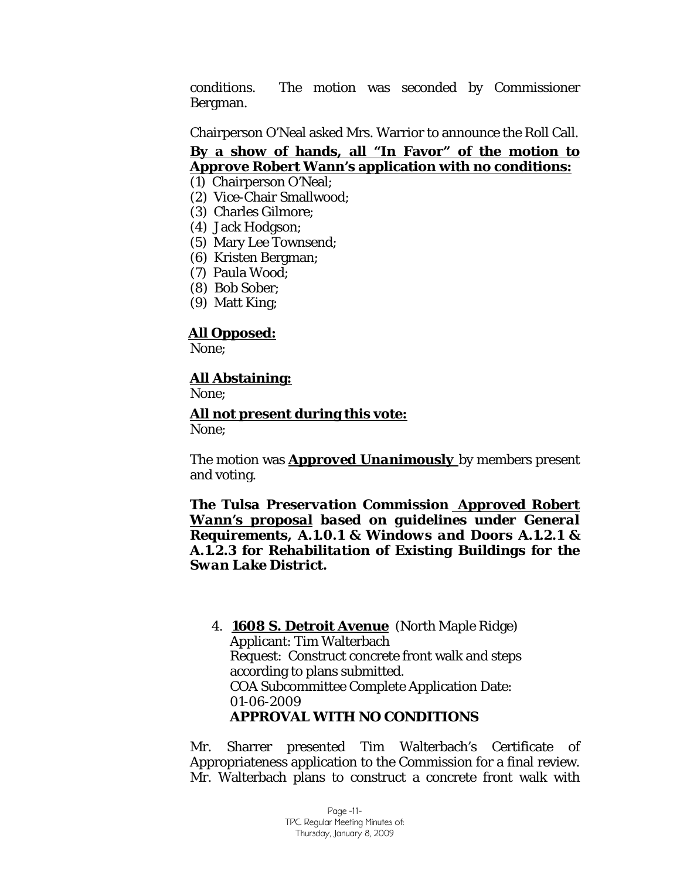conditions. The motion was seconded by Commissioner Bergman.

Chairperson O'Neal asked Mrs. Warrior to announce the Roll Call.

**By a show of hands, all "In Favor" of the motion to Approve Robert Wann's application with no conditions:**

(1) Chairperson O'Neal;
(2) Vice-Chair Smallwood;
(3) Charles Gilmore;
(4) Jack Hodgson;
(5) Mary Lee Townsend;
(6) Kristen Bergman;
(7) Paula Wood;
(8) Bob Sober;
(9) Matt King;

**All Opposed:**
None;

**All Abstaining:**
None;

**All not present during this vote:**
None;

The motion was ***Approved Unanimously*** by members present and voting.

***The Tulsa Preservation Commission Approved Robert Wann's proposal based on guidelines under General Requirements, A.1.0.1 & Windows and Doors A.1.2.1 & A.1.2.3 for Rehabilitation of Existing Buildings for the Swan Lake District.***

4. **1608 S. Detroit Avenue** (North Maple Ridge)
   Applicant: Tim Walterbach
   Request: Construct concrete front walk and steps according to plans submitted.
   COA Subcommittee Complete Application Date: 01-06-2009
   **APPROVAL WITH NO CONDITIONS**

Mr. Sharrer presented Tim Walterbach's Certificate of Appropriateness application to the Commission for a final review. Mr. Walterbach plans to construct a concrete front walk with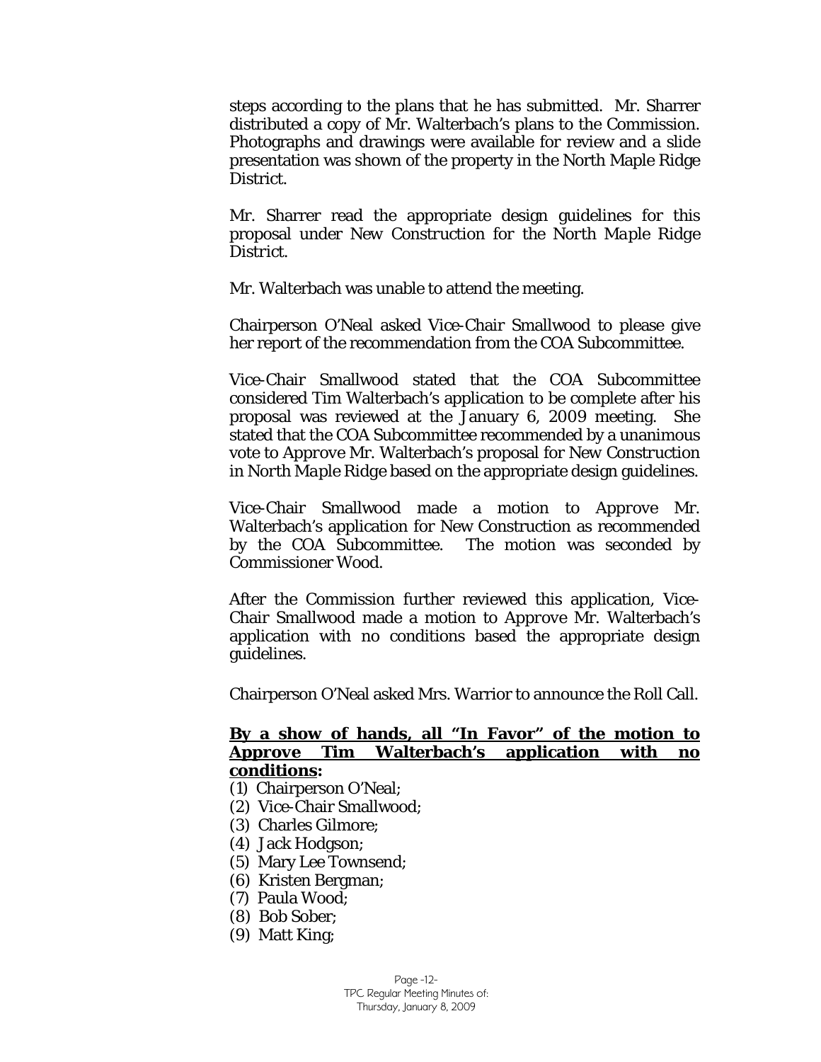steps according to the plans that he has submitted. Mr. Sharrer distributed a copy of Mr. Walterbach's plans to the Commission. Photographs and drawings were available for review and a slide presentation was shown of the property in the North Maple Ridge District.

Mr. Sharrer read the appropriate design guidelines for this proposal under New Construction for the *North Maple Ridge District*.

Mr. Walterbach was unable to attend the meeting.

Chairperson O'Neal asked Vice-Chair Smallwood to please give her report of the recommendation from the COA Subcommittee.

Vice-Chair Smallwood stated that the COA Subcommittee considered Tim Walterbach's application to be complete after his proposal was reviewed at the January 6, 2009 meeting. She stated that the COA Subcommittee recommended by a unanimous vote to *Approve* Mr. Walterbach's proposal for New Construction in *North Maple Ridge* based on the appropriate design guidelines.

Vice-Chair Smallwood made a motion to *Approve* Mr. Walterbach's application for New Construction as recommended by the COA Subcommittee. The motion was seconded by Commissioner Wood.

After the Commission further reviewed this application, Vice-Chair Smallwood made a motion to *Approve* Mr. Walterbach's application with no conditions based the appropriate design guidelines.

Chairperson O'Neal asked Mrs. Warrior to announce the Roll Call.

**By a show of hands, all "In Favor" of the motion to Approve Tim Walterbach's application with no conditions:**

(1) Chairperson O'Neal;
(2) Vice-Chair Smallwood;
(3) Charles Gilmore;
(4) Jack Hodgson;
(5) Mary Lee Townsend;
(6) Kristen Bergman;
(7) Paula Wood;
(8) Bob Sober;
(9) Matt King;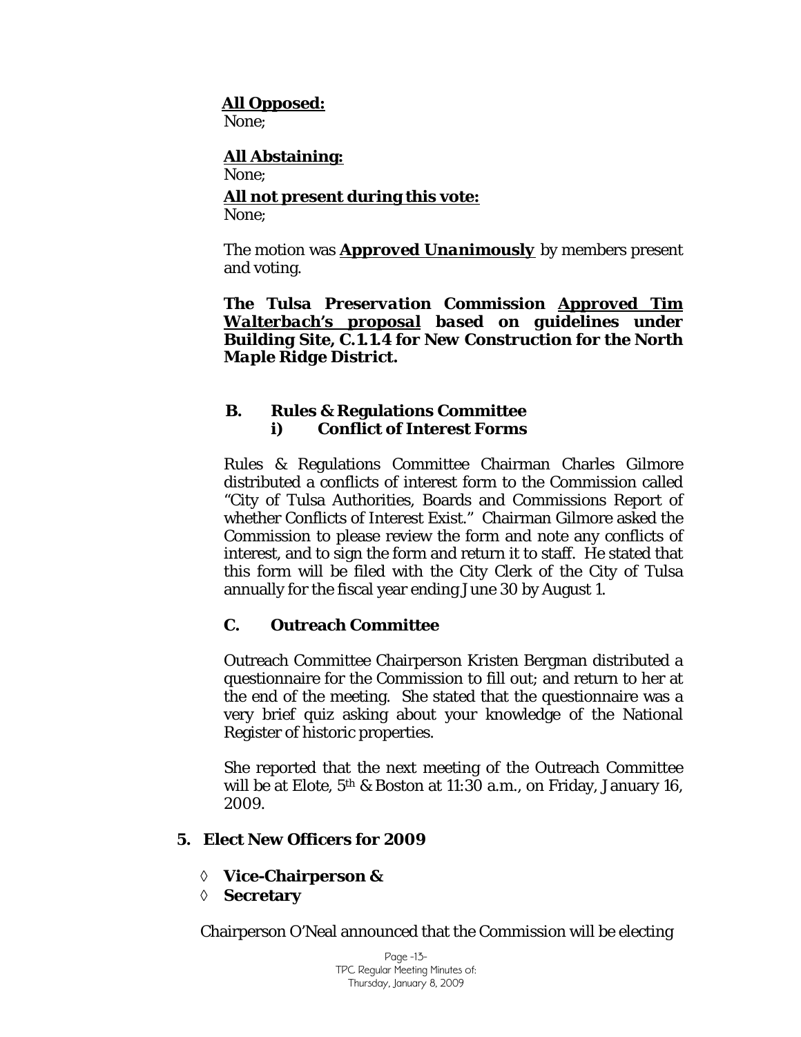**All Opposed:**
None;

**All Abstaining:**
None;

**All not present during this vote:**
None;

The motion was ***Approved Unanimously*** by members present and voting.

***The Tulsa Preservation Commission Approved Tim Walterbach's proposal based on guidelines under Building Site, C.1.1.4 for New Construction for the North Maple Ridge District.***

**B. Rules & Regulations Committee**

**i) Conflict of Interest Forms**

Rules & Regulations Committee Chairman Charles Gilmore distributed a conflicts of interest form to the Commission called "City of Tulsa Authorities, Boards and Commissions Report of whether Conflicts of Interest Exist." Chairman Gilmore asked the Commission to please review the form and note any conflicts of interest, and to sign the form and return it to staff. He stated that this form will be filed with the City Clerk of the City of Tulsa annually for the fiscal year ending June 30 by August 1.

**C. Outreach Committee**

Outreach Committee Chairperson Kristen Bergman distributed a questionnaire for the Commission to fill out; and return to her at the end of the meeting. She stated that the questionnaire was a very brief quiz asking about your knowledge of the National Register of historic properties.

She reported that the next meeting of the Outreach Committee will be at Elote, 5th & Boston at 11:30 a.m., on Friday, January 16, 2009.

**5. Elect New Officers for 2009**

- ◊ **Vice-Chairperson &**
- ◊ **Secretary**

Chairperson O'Neal announced that the Commission will be electing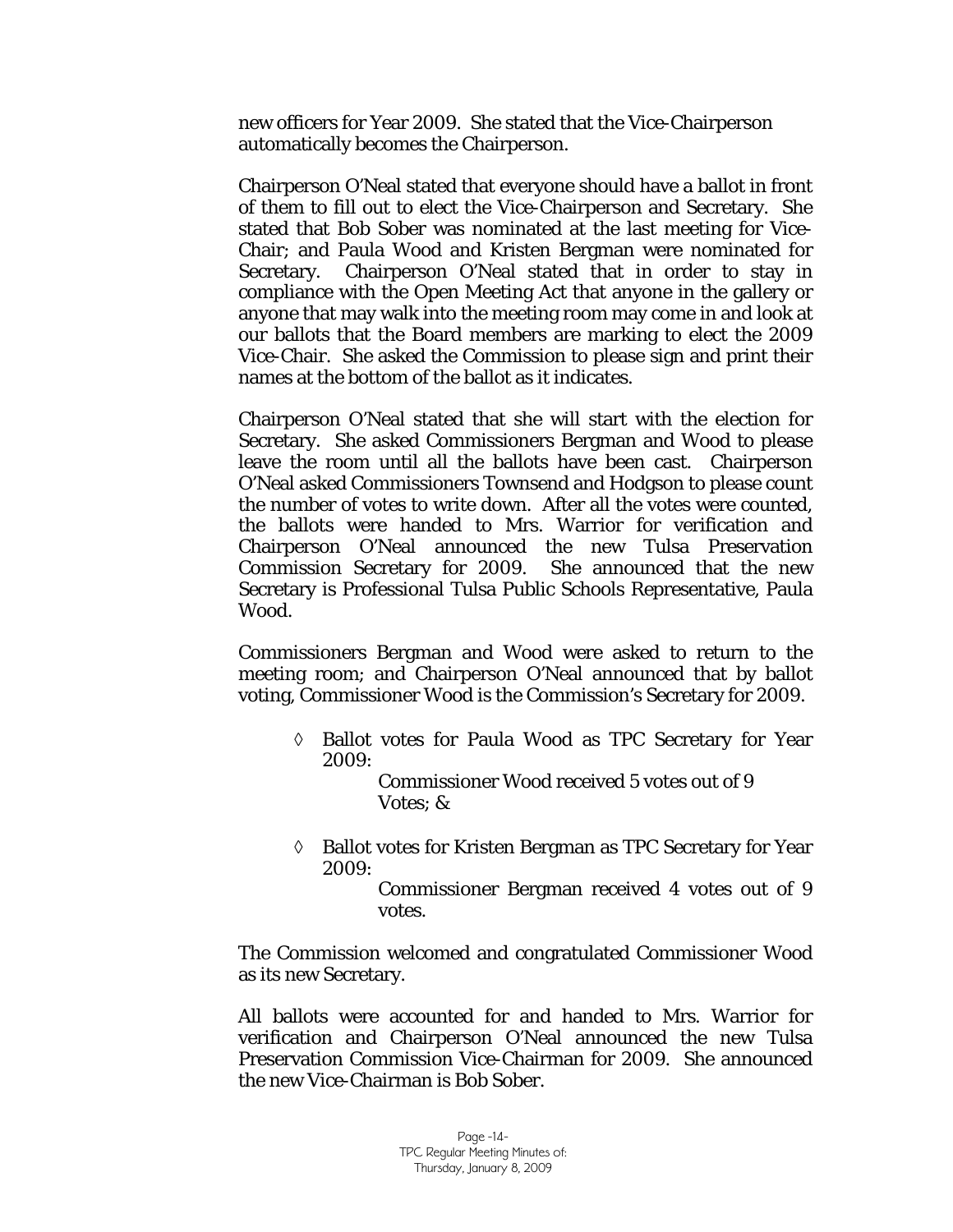new officers for Year 2009. She stated that the Vice-Chairperson automatically becomes the Chairperson.

Chairperson O'Neal stated that everyone should have a ballot in front of them to fill out to elect the Vice-Chairperson and Secretary. She stated that Bob Sober was nominated at the last meeting for Vice-Chair; and Paula Wood and Kristen Bergman were nominated for Secretary. Chairperson O'Neal stated that in order to stay in compliance with the Open Meeting Act that anyone in the gallery or anyone that may walk into the meeting room may come in and look at our ballots that the Board members are marking to elect the 2009 Vice-Chair. She asked the Commission to please sign and print their names at the bottom of the ballot as it indicates.

Chairperson O'Neal stated that she will start with the election for Secretary. She asked Commissioners Bergman and Wood to please leave the room until all the ballots have been cast. Chairperson O'Neal asked Commissioners Townsend and Hodgson to please count the number of votes to write down. After all the votes were counted, the ballots were handed to Mrs. Warrior for verification and Chairperson O'Neal announced the new Tulsa Preservation Commission Secretary for 2009. She announced that the new Secretary is Professional Tulsa Public Schools Representative, Paula Wood.

Commissioners Bergman and Wood were asked to return to the meeting room; and Chairperson O'Neal announced that by ballot voting, Commissioner Wood is the Commission's Secretary for 2009.

- ◊ Ballot votes for Paula Wood as TPC Secretary for Year 2009:

  Commissioner Wood received 5 votes out of 9 Votes; &

- ◊ Ballot votes for Kristen Bergman as TPC Secretary for Year 2009:

  Commissioner Bergman received 4 votes out of 9 votes.

The Commission welcomed and congratulated Commissioner Wood as its new Secretary.

All ballots were accounted for and handed to Mrs. Warrior for verification and Chairperson O'Neal announced the new Tulsa Preservation Commission Vice-Chairman for 2009. She announced the new Vice-Chairman is Bob Sober.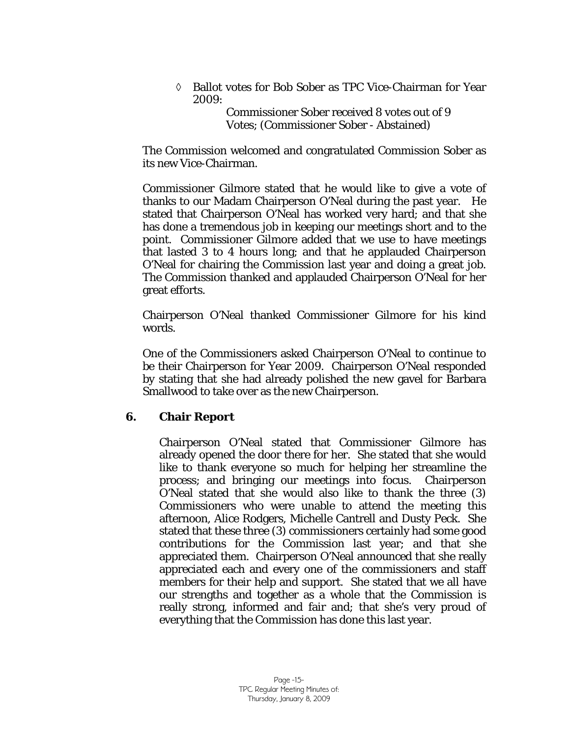◊ Ballot votes for Bob Sober as TPC Vice-Chairman for Year 2009:

Commissioner Sober received 8 votes out of 9 Votes; (Commissioner Sober - Abstained)

The Commission welcomed and congratulated Commission Sober as its new Vice-Chairman.

Commissioner Gilmore stated that he would like to give a vote of thanks to our Madam Chairperson O'Neal during the past year. He stated that Chairperson O'Neal has worked very hard; and that she has done a tremendous job in keeping our meetings short and to the point. Commissioner Gilmore added that we use to have meetings that lasted 3 to 4 hours long; and that he applauded Chairperson O'Neal for chairing the Commission last year and doing a great job. The Commission thanked and applauded Chairperson O'Neal for her great efforts.

Chairperson O'Neal thanked Commissioner Gilmore for his kind words.

One of the Commissioners asked Chairperson O'Neal to continue to be their Chairperson for Year 2009. Chairperson O'Neal responded by stating that she had already polished the new gavel for Barbara Smallwood to take over as the new Chairperson.

## 6. Chair Report

Chairperson O'Neal stated that Commissioner Gilmore has already opened the door there for her. She stated that she would like to thank everyone so much for helping her streamline the process; and bringing our meetings into focus. Chairperson O'Neal stated that she would also like to thank the three (3) Commissioners who were unable to attend the meeting this afternoon, Alice Rodgers, Michelle Cantrell and Dusty Peck. She stated that these three (3) commissioners certainly had some good contributions for the Commission last year; and that she appreciated them. Chairperson O'Neal announced that she really appreciated each and every one of the commissioners and staff members for their help and support. She stated that we all have our strengths and together as a whole that the Commission is really strong, informed and fair and; that she's very proud of everything that the Commission has done this last year.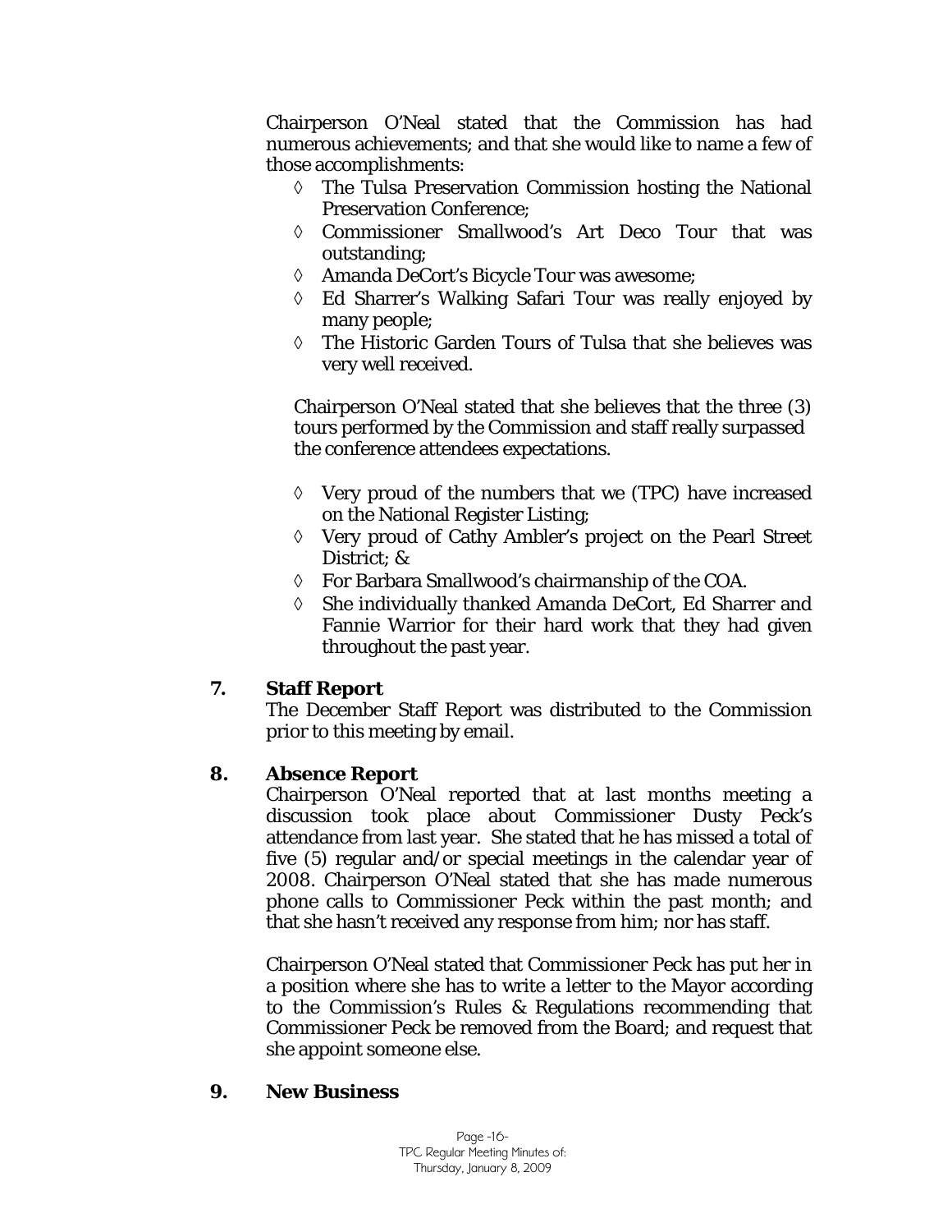Chairperson O'Neal stated that the Commission has had numerous achievements; and that she would like to name a few of those accomplishments:

- ◊ The Tulsa Preservation Commission hosting the National Preservation Conference;
- ◊ Commissioner Smallwood's Art Deco Tour that was outstanding;
- ◊ Amanda DeCort's Bicycle Tour was awesome;
- ◊ Ed Sharrer's Walking Safari Tour was really enjoyed by many people;
- ◊ The Historic Garden Tours of Tulsa that she believes was very well received.

Chairperson O'Neal stated that she believes that the three (3) tours performed by the Commission and staff really surpassed the conference attendees expectations.

- ◊ Very proud of the numbers that we (TPC) have increased on the National Register Listing;
- ◊ Very proud of Cathy Ambler's project on the Pearl Street District; &
- ◊ For Barbara Smallwood's chairmanship of the COA.
- ◊ She individually thanked Amanda DeCort, Ed Sharrer and Fannie Warrior for their hard work that they had given throughout the past year.

## 7. Staff Report

The December Staff Report was distributed to the Commission prior to this meeting by email.

## 8. Absence Report

Chairperson O'Neal reported that at last months meeting a discussion took place about Commissioner Dusty Peck's attendance from last year. She stated that he has missed a total of five (5) regular and/or special meetings in the calendar year of 2008. Chairperson O'Neal stated that she has made numerous phone calls to Commissioner Peck within the past month; and that she hasn't received any response from him; nor has staff.

Chairperson O'Neal stated that Commissioner Peck has put her in a position where she has to write a letter to the Mayor according to the Commission's Rules & Regulations recommending that Commissioner Peck be removed from the Board; and request that she appoint someone else.

## 9. New Business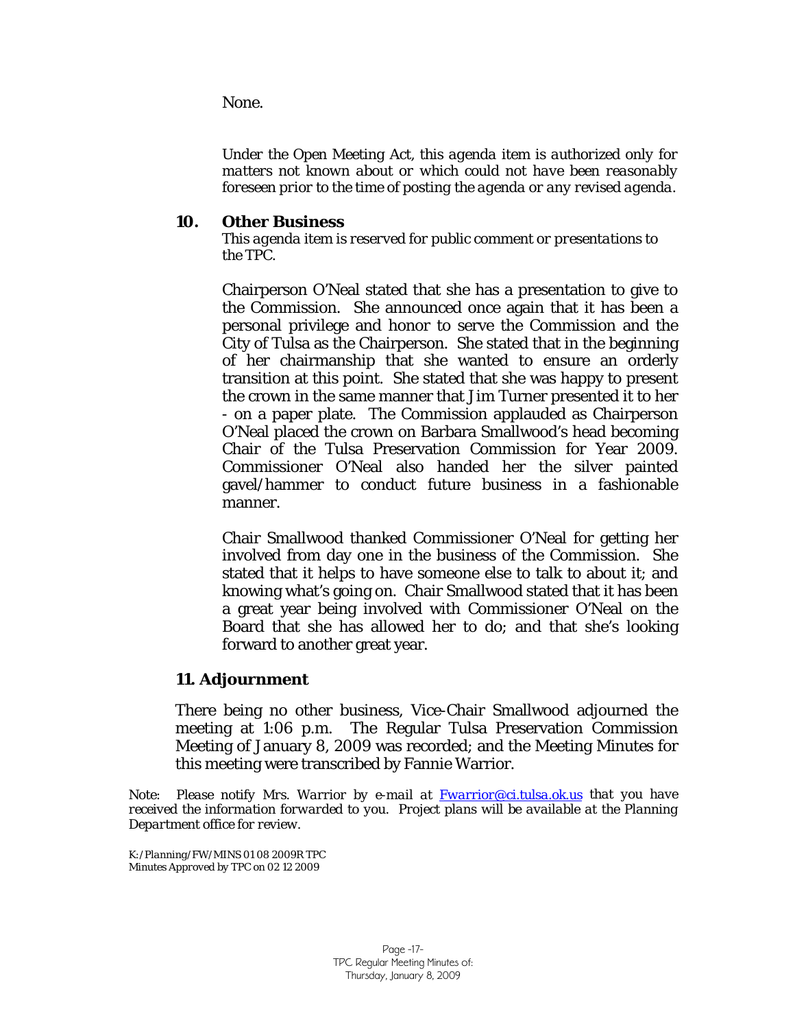None.

*Under the Open Meeting Act, this agenda item is authorized only for matters not known about or which could not have been reasonably foreseen prior to the time of posting the agenda or any revised agenda.*

## 10. Other Business

*This agenda item is reserved for public comment or presentations to the TPC.*

Chairperson O'Neal stated that she has a presentation to give to the Commission. She announced once again that it has been a personal privilege and honor to serve the Commission and the City of Tulsa as the Chairperson. She stated that in the beginning of her chairmanship that she wanted to ensure an orderly transition at this point. She stated that she was happy to present the crown in the same manner that Jim Turner presented it to her - on a paper plate. The Commission applauded as Chairperson O'Neal placed the crown on Barbara Smallwood's head becoming Chair of the Tulsa Preservation Commission for Year 2009. Commissioner O'Neal also handed her the silver painted gavel/hammer to conduct future business in a fashionable manner.

Chair Smallwood thanked Commissioner O'Neal for getting her involved from day one in the business of the Commission. She stated that it helps to have someone else to talk to about it; and knowing what's going on. Chair Smallwood stated that it has been a great year being involved with Commissioner O'Neal on the Board that she has allowed her to do; and that she's looking forward to another great year.

## 11. Adjournment

There being no other business, Vice-Chair Smallwood adjourned the meeting at 1:06 p.m. The Regular Tulsa Preservation Commission Meeting of January 8, 2009 was recorded; and the Meeting Minutes for this meeting were transcribed by Fannie Warrior.

*Note: Please notify Mrs. Warrior by e-mail at [Fwarrior@ci.tulsa.ok.us](mailto:Fwarrior@ci.tulsa.ok.us) that you have received the information forwarded to you. Project plans will be available at the Planning Department office for review.*

*K:/Planning/FW/MINS 01 08 2009R TPC*
*Minutes Approved by TPC on 02 12 2009*